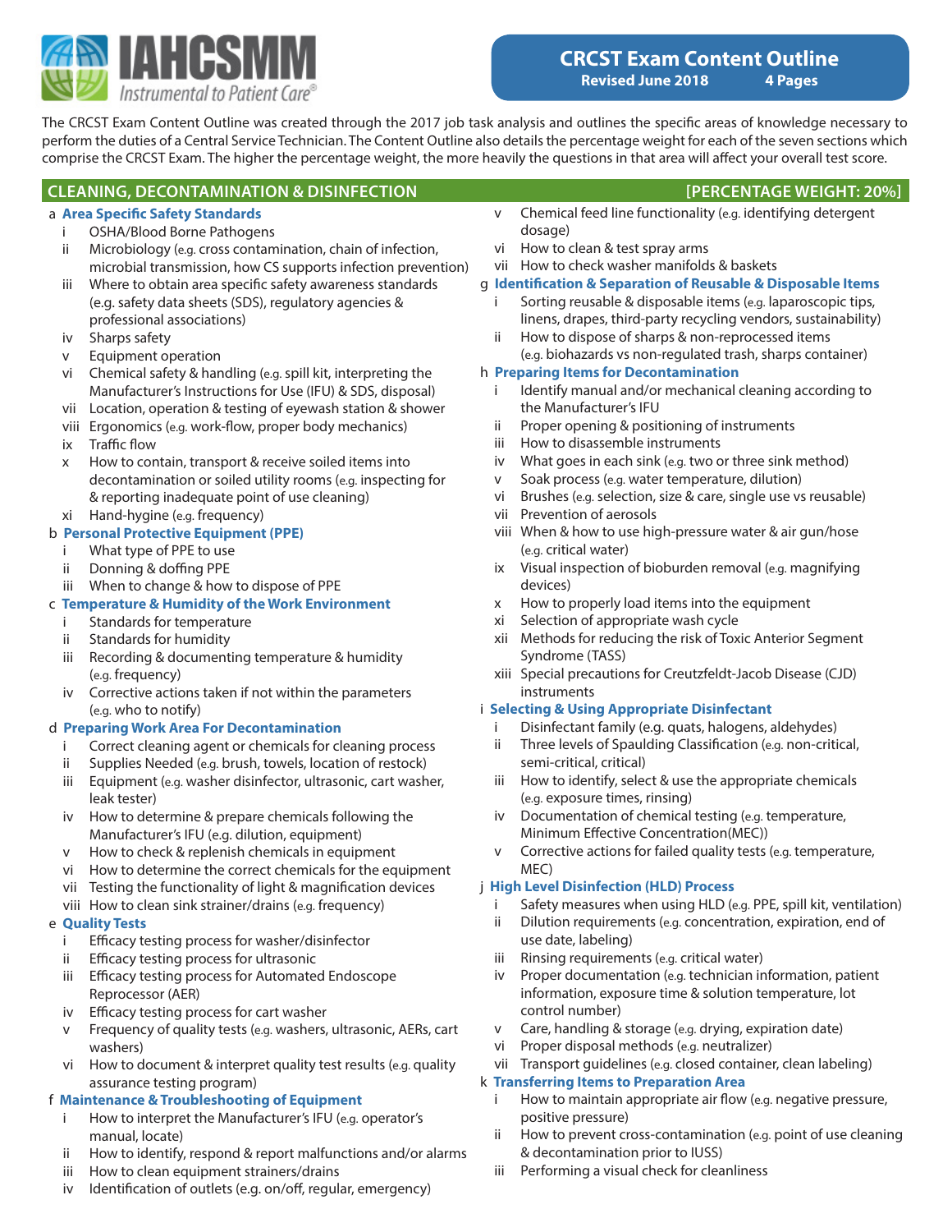IAHCSMM
*Instrumental to Patient Care®*

# CRCST Exam Content Outline

**Revised June 2018 4 Pages**

The CRCST Exam Content Outline was created through the 2017 job task analysis and outlines the specific areas of knowledge necessary to perform the duties of a Central Service Technician. The Content Outline also details the percentage weight for each of the seven sections which comprise the CRCST Exam. The higher the percentage weight, the more heavily the questions in that area will affect your overall test score.

## CLEANING, DECONTAMINATION & DISINFECTION [PERCENTAGE WEIGHT: 20%]

a **Area Specific Safety Standards**
- i OSHA/Blood Borne Pathogens
- ii Microbiology (e.g. cross contamination, chain of infection, microbial transmission, how CS supports infection prevention)
- iii Where to obtain area specific safety awareness standards (e.g. safety data sheets (SDS), regulatory agencies & professional associations)
- iv Sharps safety
- v Equipment operation
- vi Chemical safety & handling (e.g. spill kit, interpreting the Manufacturer's Instructions for Use (IFU) & SDS, disposal)
- vii Location, operation & testing of eyewash station & shower
- viii Ergonomics (e.g. work-flow, proper body mechanics)
- ix Traffic flow
- x How to contain, transport & receive soiled items into decontamination or soiled utility rooms (e.g. inspecting for & reporting inadequate point of use cleaning)
- xi Hand-hygine (e.g. frequency)

b **Personal Protective Equipment (PPE)**
- i What type of PPE to use
- ii Donning & doffing PPE
- iii When to change & how to dispose of PPE

c **Temperature & Humidity of the Work Environment**
- i Standards for temperature
- ii Standards for humidity
- iii Recording & documenting temperature & humidity (e.g. frequency)
- iv Corrective actions taken if not within the parameters (e.g. who to notify)

d **Preparing Work Area For Decontamination**
- i Correct cleaning agent or chemicals for cleaning process
- ii Supplies Needed (e.g. brush, towels, location of restock)
- iii Equipment (e.g. washer disinfector, ultrasonic, cart washer, leak tester)
- iv How to determine & prepare chemicals following the Manufacturer's IFU (e.g. dilution, equipment)
- v How to check & replenish chemicals in equipment
- vi How to determine the correct chemicals for the equipment
- vii Testing the functionality of light & magnification devices
- viii How to clean sink strainer/drains (e.g. frequency)

e **Quality Tests**
- i Efficacy testing process for washer/disinfector
- ii Efficacy testing process for ultrasonic
- iii Efficacy testing process for Automated Endoscope Reprocessor (AER)
- iv Efficacy testing process for cart washer
- v Frequency of quality tests (e.g. washers, ultrasonic, AERs, cart washers)
- vi How to document & interpret quality test results (e.g. quality assurance testing program)

f **Maintenance & Troubleshooting of Equipment**
- i How to interpret the Manufacturer's IFU (e.g. operator's manual, locate)
- ii How to identify, respond & report malfunctions and/or alarms
- iii How to clean equipment strainers/drains
- iv Identification of outlets (e.g. on/off, regular, emergency)
- v Chemical feed line functionality (e.g. identifying detergent dosage)
- vi How to clean & test spray arms
- vii How to check washer manifolds & baskets

g **Identification & Separation of Reusable & Disposable Items**
- i Sorting reusable & disposable items (e.g. laparoscopic tips, linens, drapes, third-party recycling vendors, sustainability)
- ii How to dispose of sharps & non-reprocessed items (e.g. biohazards vs non-regulated trash, sharps container)

h **Preparing Items for Decontamination**
- i Identify manual and/or mechanical cleaning according to the Manufacturer's IFU
- ii Proper opening & positioning of instruments
- iii How to disassemble instruments
- iv What goes in each sink (e.g. two or three sink method)
- v Soak process (e.g. water temperature, dilution)
- vi Brushes (e.g. selection, size & care, single use vs reusable)
- vii Prevention of aerosols
- viii When & how to use high-pressure water & air gun/hose (e.g. critical water)
- ix Visual inspection of bioburden removal (e.g. magnifying devices)
- x How to properly load items into the equipment
- xi Selection of appropriate wash cycle
- xii Methods for reducing the risk of Toxic Anterior Segment Syndrome (TASS)
- xiii Special precautions for Creutzfeldt-Jacob Disease (CJD) instruments

i **Selecting & Using Appropriate Disinfectant**
- i Disinfectant family (e.g. quats, halogens, aldehydes)
- ii Three levels of Spaulding Classification (e.g. non-critical, semi-critical, critical)
- iii How to identify, select & use the appropriate chemicals (e.g. exposure times, rinsing)
- iv Documentation of chemical testing (e.g. temperature, Minimum Effective Concentration(MEC))
- v Corrective actions for failed quality tests (e.g. temperature, MEC)

j **High Level Disinfection (HLD) Process**
- i Safety measures when using HLD (e.g. PPE, spill kit, ventilation)
- ii Dilution requirements (e.g. concentration, expiration, end of use date, labeling)
- iii Rinsing requirements (e.g. critical water)
- iv Proper documentation (e.g. technician information, patient information, exposure time & solution temperature, lot control number)
- v Care, handling & storage (e.g. drying, expiration date)
- vi Proper disposal methods (e.g. neutralizer)
- vii Transport guidelines (e.g. closed container, clean labeling)

k **Transferring Items to Preparation Area**
- i How to maintain appropriate air flow (e.g. negative pressure, positive pressure)
- ii How to prevent cross-contamination (e.g. point of use cleaning & decontamination prior to IUSS)
- iii Performing a visual check for cleanliness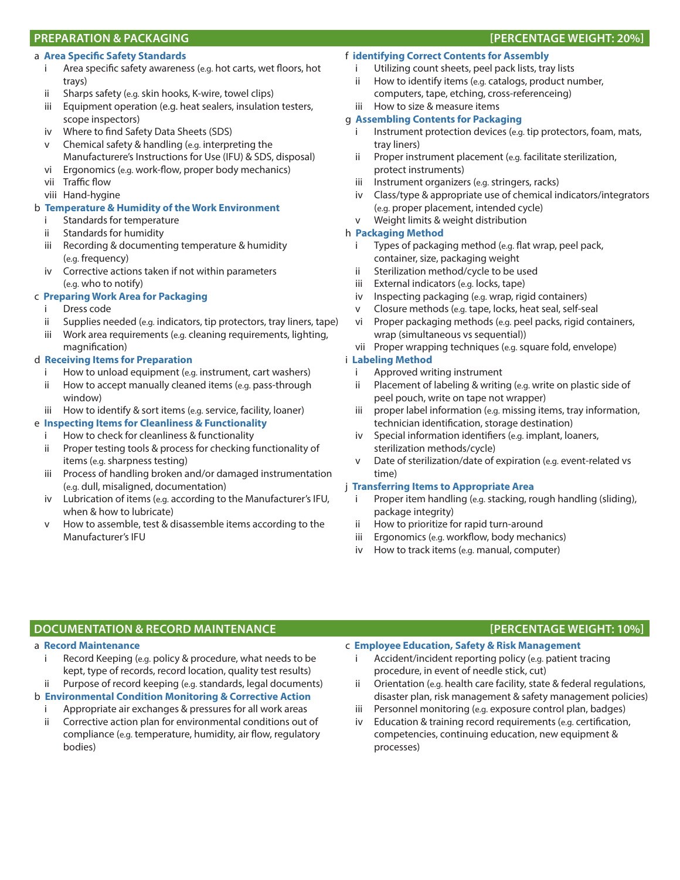## PREPARATION & PACKAGING [PERCENTAGE WEIGHT: 20%]

a **Area Specific Safety Standards**
- i Area specific safety awareness (e.g. hot carts, wet floors, hot trays)
- ii Sharps safety (e.g. skin hooks, K-wire, towel clips)
- iii Equipment operation (e.g. heat sealers, insulation testers, scope inspectors)
- iv Where to find Safety Data Sheets (SDS)
- v Chemical safety & handling (e.g. interpreting the Manufacturere's Instructions for Use (IFU) & SDS, disposal)
- vi Ergonomics (e.g. work-flow, proper body mechanics)
- vii Traffic flow
- viii Hand-hygine

b **Temperature & Humidity of the Work Environment**
- i Standards for temperature
- ii Standards for humidity
- iii Recording & documenting temperature & humidity (e.g. frequency)
- iv Corrective actions taken if not within parameters (e.g. who to notify)

c **Preparing Work Area for Packaging**
- i Dress code
- ii Supplies needed (e.g. indicators, tip protectors, tray liners, tape)
- iii Work area requirements (e.g. cleaning requirements, lighting, magnification)

d **Receiving Items for Preparation**
- i How to unload equipment (e.g. instrument, cart washers)
- ii How to accept manually cleaned items (e.g. pass-through window)
- iii How to identify & sort items (e.g. service, facility, loaner)

e **Inspecting Items for Cleanliness & Functionality**
- i How to check for cleanliness & functionality
- ii Proper testing tools & process for checking functionality of items (e.g. sharpness testing)
- iii Process of handling broken and/or damaged instrumentation (e.g. dull, misaligned, documentation)
- iv Lubrication of items (e.g. according to the Manufacturer's IFU, when & how to lubricate)
- v How to assemble, test & disassemble items according to the Manufacturer's IFU

f **identifying Correct Contents for Assembly**
- i Utilizing count sheets, peel pack lists, tray lists
- ii How to identify items (e.g. catalogs, product number, computers, tape, etching, cross-referenceing)
- iii How to size & measure items

g **Assembling Contents for Packaging**
- i Instrument protection devices (e.g. tip protectors, foam, mats, tray liners)
- ii Proper instrument placement (e.g. facilitate sterilization, protect instruments)
- iii Instrument organizers (e.g. stringers, racks)
- iv Class/type & appropriate use of chemical indicators/integrators (e.g. proper placement, intended cycle)
- v Weight limits & weight distribution

h **Packaging Method**
- i Types of packaging method (e.g. flat wrap, peel pack, container, size, packaging weight
- ii Sterilization method/cycle to be used
- iii External indicators (e.g. locks, tape)
- iv Inspecting packaging (e.g. wrap, rigid containers)
- v Closure methods (e.g. tape, locks, heat seal, self-seal
- vi Proper packaging methods (e.g. peel packs, rigid containers, wrap (simultaneous vs sequential))
- vii Proper wrapping techniques (e.g. square fold, envelope)

i **Labeling Method**
- i Approved writing instrument
- ii Placement of labeling & writing (e.g. write on plastic side of peel pouch, write on tape not wrapper)
- iii proper label information (e.g. missing items, tray information, technician identification, storage destination)
- iv Special information identifiers (e.g. implant, loaners, sterilization methods/cycle)
- v Date of sterilization/date of expiration (e.g. event-related vs time)

j **Transferring Items to Appropriate Area**
- i Proper item handling (e.g. stacking, rough handling (sliding), package integrity)
- ii How to prioritize for rapid turn-around
- iii Ergonomics (e.g. workflow, body mechanics)
- iv How to track items (e.g. manual, computer)

## DOCUMENTATION & RECORD MAINTENANCE [PERCENTAGE WEIGHT: 10%]

a **Record Maintenance**
- i Record Keeping (e.g. policy & procedure, what needs to be kept, type of records, record location, quality test results)
- ii Purpose of record keeping (e.g. standards, legal documents)

b **Environmental Condition Monitoring & Corrective Action**
- i Appropriate air exchanges & pressures for all work areas
- ii Corrective action plan for environmental conditions out of compliance (e.g. temperature, humidity, air flow, regulatory bodies)

c **Employee Education, Safety & Risk Management**
- i Accident/incident reporting policy (e.g. patient tracing procedure, in event of needle stick, cut)
- ii Orientation (e.g. health care facility, state & federal regulations, disaster plan, risk management & safety management policies)
- iii Personnel monitoring (e.g. exposure control plan, badges)
- iv Education & training record requirements (e.g. certification, competencies, continuing education, new equipment & processes)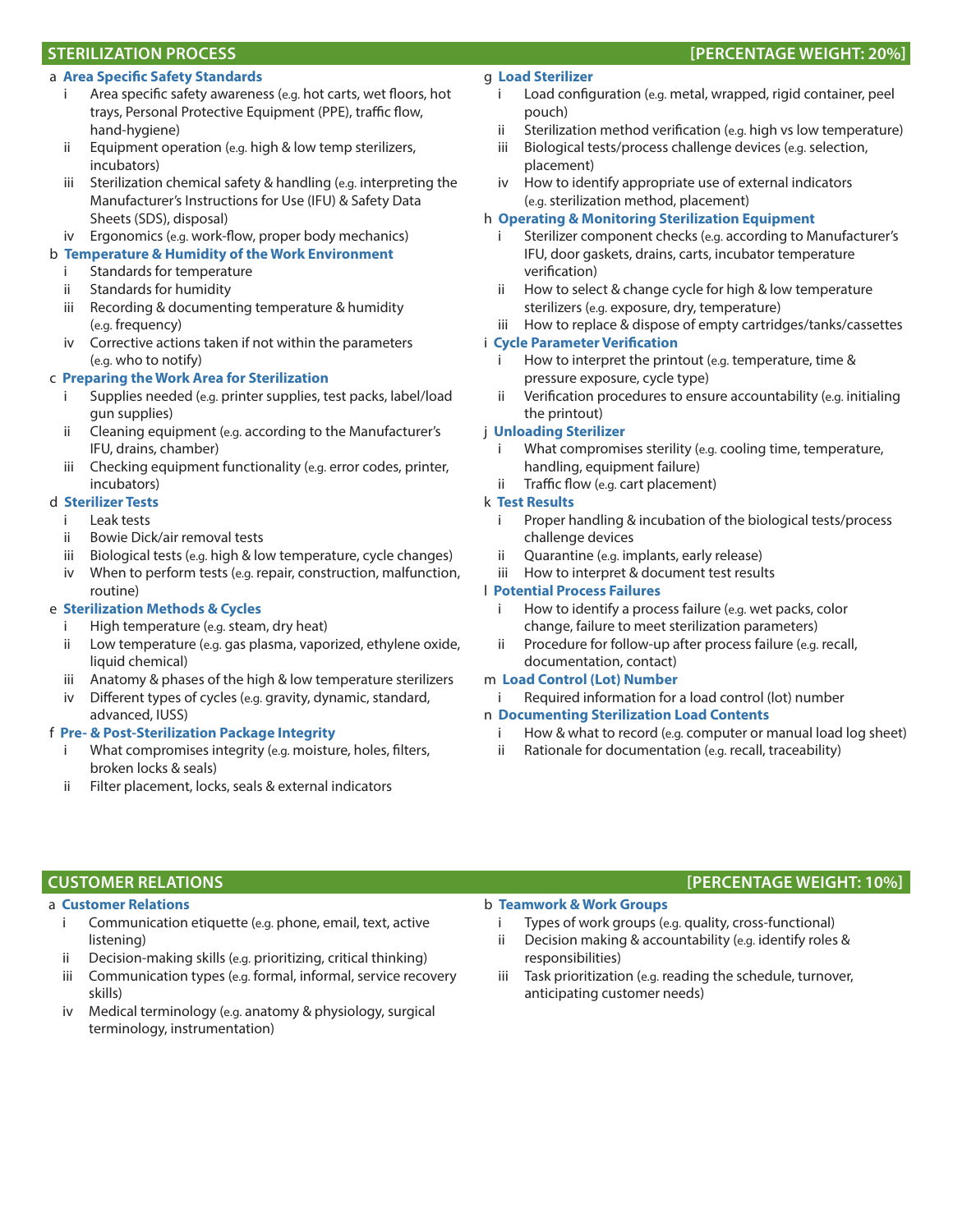## STERILIZATION PROCESS [PERCENTAGE WEIGHT: 20%]

a **Area Specific Safety Standards**
- i Area specific safety awareness (e.g. hot carts, wet floors, hot trays, Personal Protective Equipment (PPE), traffic flow, hand-hygiene)
- ii Equipment operation (e.g. high & low temp sterilizers, incubators)
- iii Sterilization chemical safety & handling (e.g. interpreting the Manufacturer's Instructions for Use (IFU) & Safety Data Sheets (SDS), disposal)
- iv Ergonomics (e.g. work-flow, proper body mechanics)

b **Temperature & Humidity of the Work Environment**
- i Standards for temperature
- ii Standards for humidity
- iii Recording & documenting temperature & humidity (e.g. frequency)
- iv Corrective actions taken if not within the parameters (e.g. who to notify)

c **Preparing the Work Area for Sterilization**
- i Supplies needed (e.g. printer supplies, test packs, label/load gun supplies)
- ii Cleaning equipment (e.g. according to the Manufacturer's IFU, drains, chamber)
- iii Checking equipment functionality (e.g. error codes, printer, incubators)

d **Sterilizer Tests**
- i Leak tests
- ii Bowie Dick/air removal tests
- iii Biological tests (e.g. high & low temperature, cycle changes)
- iv When to perform tests (e.g. repair, construction, malfunction, routine)

e **Sterilization Methods & Cycles**
- i High temperature (e.g. steam, dry heat)
- ii Low temperature (e.g. gas plasma, vaporized, ethylene oxide, liquid chemical)
- iii Anatomy & phases of the high & low temperature sterilizers
- iv Different types of cycles (e.g. gravity, dynamic, standard, advanced, IUSS)

f **Pre- & Post-Sterilization Package Integrity**
- i What compromises integrity (e.g. moisture, holes, filters, broken locks & seals)
- ii Filter placement, locks, seals & external indicators

g **Load Sterilizer**
- i Load configuration (e.g. metal, wrapped, rigid container, peel pouch)
- ii Sterilization method verification (e.g. high vs low temperature)
- iii Biological tests/process challenge devices (e.g. selection, placement)
- iv How to identify appropriate use of external indicators (e.g. sterilization method, placement)

h **Operating & Monitoring Sterilization Equipment**
- i Sterilizer component checks (e.g. according to Manufacturer's IFU, door gaskets, drains, carts, incubator temperature verification)
- ii How to select & change cycle for high & low temperature sterilizers (e.g. exposure, dry, temperature)
- iii How to replace & dispose of empty cartridges/tanks/cassettes

i **Cycle Parameter Verification**
- i How to interpret the printout (e.g. temperature, time & pressure exposure, cycle type)
- ii Verification procedures to ensure accountability (e.g. initialing the printout)

j **Unloading Sterilizer**
- i What compromises sterility (e.g. cooling time, temperature, handling, equipment failure)
- ii Traffic flow (e.g. cart placement)

k **Test Results**
- i Proper handling & incubation of the biological tests/process challenge devices
- ii Quarantine (e.g. implants, early release)
- iii How to interpret & document test results

l **Potential Process Failures**
- i How to identify a process failure (e.g. wet packs, color change, failure to meet sterilization parameters)
- ii Procedure for follow-up after process failure (e.g. recall, documentation, contact)

m **Load Control (Lot) Number**
- i Required information for a load control (lot) number

n **Documenting Sterilization Load Contents**
- i How & what to record (e.g. computer or manual load log sheet)
- ii Rationale for documentation (e.g. recall, traceability)

## CUSTOMER RELATIONS [PERCENTAGE WEIGHT: 10%]

a **Customer Relations**
- i Communication etiquette (e.g. phone, email, text, active listening)
- ii Decision-making skills (e.g. prioritizing, critical thinking)
- iii Communication types (e.g. formal, informal, service recovery skills)
- iv Medical terminology (e.g. anatomy & physiology, surgical terminology, instrumentation)

b **Teamwork & Work Groups**
- i Types of work groups (e.g. quality, cross-functional)
- ii Decision making & accountability (e.g. identify roles & responsibilities)
- iii Task prioritization (e.g. reading the schedule, turnover, anticipating customer needs)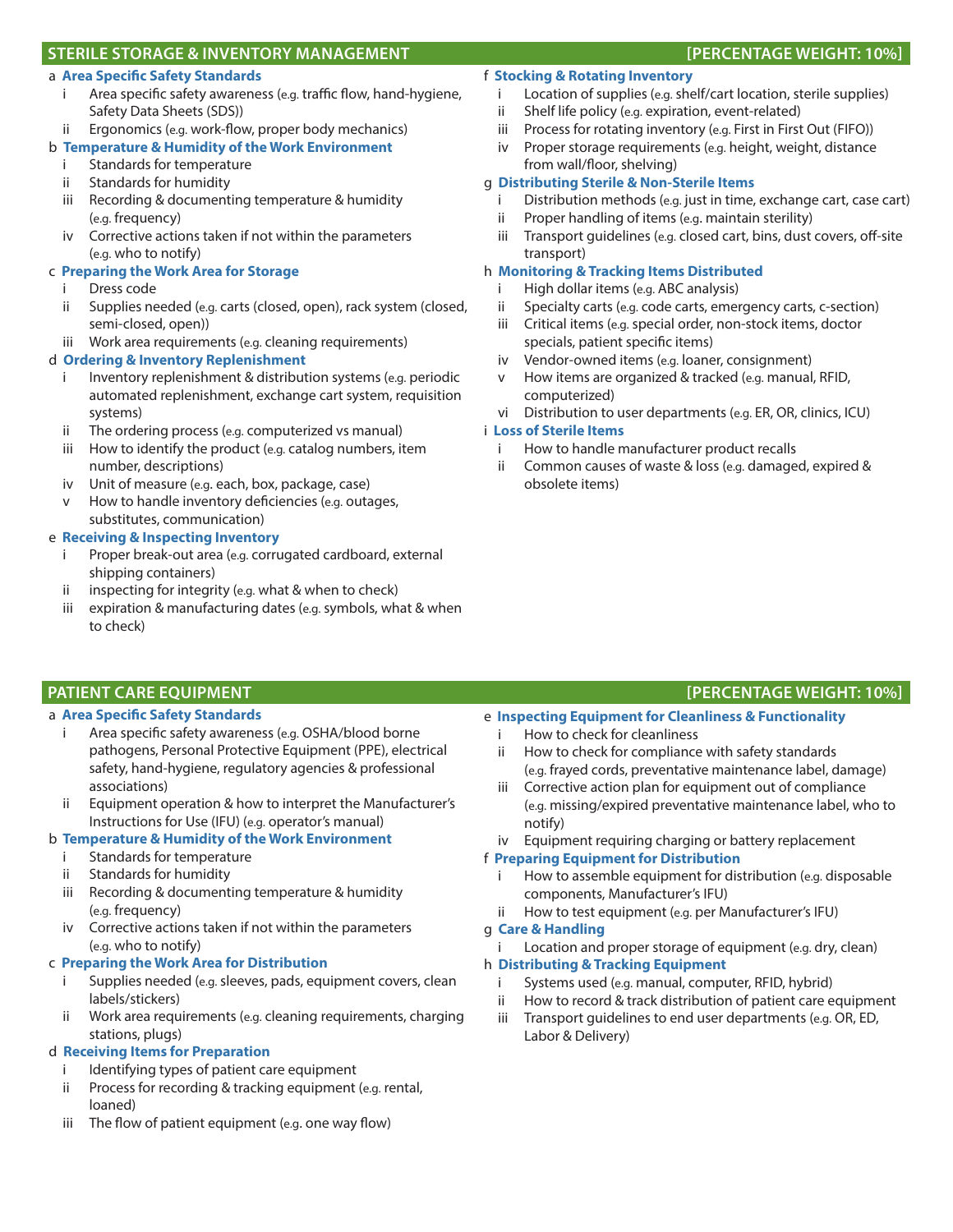## STERILE STORAGE & INVENTORY MANAGEMENT [PERCENTAGE WEIGHT: 10%]

a **Area Specific Safety Standards**
  - i Area specific safety awareness (e.g. traffic flow, hand-hygiene, Safety Data Sheets (SDS))
  - ii Ergonomics (e.g. work-flow, proper body mechanics)

b **Temperature & Humidity of the Work Environment**
  - i Standards for temperature
  - ii Standards for humidity
  - iii Recording & documenting temperature & humidity (e.g. frequency)
  - iv Corrective actions taken if not within the parameters (e.g. who to notify)

c **Preparing the Work Area for Storage**
  - i Dress code
  - ii Supplies needed (e.g. carts (closed, open), rack system (closed, semi-closed, open))
  - iii Work area requirements (e.g. cleaning requirements)

d **Ordering & Inventory Replenishment**
  - i Inventory replenishment & distribution systems (e.g. periodic automated replenishment, exchange cart system, requisition systems)
  - ii The ordering process (e.g. computerized vs manual)
  - iii How to identify the product (e.g. catalog numbers, item number, descriptions)
  - iv Unit of measure (e.g. each, box, package, case)
  - v How to handle inventory deficiencies (e.g. outages, substitutes, communication)

e **Receiving & Inspecting Inventory**
  - i Proper break-out area (e.g. corrugated cardboard, external shipping containers)
  - ii inspecting for integrity (e.g. what & when to check)
  - iii expiration & manufacturing dates (e.g. symbols, what & when to check)

f **Stocking & Rotating Inventory**
  - i Location of supplies (e.g. shelf/cart location, sterile supplies)
  - ii Shelf life policy (e.g. expiration, event-related)
  - iii Process for rotating inventory (e.g. First in First Out (FIFO))
  - iv Proper storage requirements (e.g. height, weight, distance from wall/floor, shelving)

g **Distributing Sterile & Non-Sterile Items**
  - i Distribution methods (e.g. just in time, exchange cart, case cart)
  - ii Proper handling of items (e.g. maintain sterility)
  - iii Transport guidelines (e.g. closed cart, bins, dust covers, off-site transport)

h **Monitoring & Tracking Items Distributed**
  - i High dollar items (e.g. ABC analysis)
  - ii Specialty carts (e.g. code carts, emergency carts, c-section)
  - iii Critical items (e.g. special order, non-stock items, doctor specials, patient specific items)
  - iv Vendor-owned items (e.g. loaner, consignment)
  - v How items are organized & tracked (e.g. manual, RFID, computerized)
  - vi Distribution to user departments (e.g. ER, OR, clinics, ICU)

i **Loss of Sterile Items**
  - i How to handle manufacturer product recalls
  - ii Common causes of waste & loss (e.g. damaged, expired & obsolete items)

## PATIENT CARE EQUIPMENT [PERCENTAGE WEIGHT: 10%]

a **Area Specific Safety Standards**
  - i Area specific safety awareness (e.g. OSHA/blood borne pathogens, Personal Protective Equipment (PPE), electrical safety, hand-hygiene, regulatory agencies & professional associations)
  - ii Equipment operation & how to interpret the Manufacturer's Instructions for Use (IFU) (e.g. operator's manual)

b **Temperature & Humidity of the Work Environment**
  - i Standards for temperature
  - ii Standards for humidity
  - iii Recording & documenting temperature & humidity (e.g. frequency)
  - iv Corrective actions taken if not within the parameters (e.g. who to notify)

c **Preparing the Work Area for Distribution**
  - i Supplies needed (e.g. sleeves, pads, equipment covers, clean labels/stickers)
  - ii Work area requirements (e.g. cleaning requirements, charging stations, plugs)

d **Receiving Items for Preparation**
  - i Identifying types of patient care equipment
  - ii Process for recording & tracking equipment (e.g. rental, loaned)
  - iii The flow of patient equipment (e.g. one way flow)

e **Inspecting Equipment for Cleanliness & Functionality**
  - i How to check for cleanliness
  - ii How to check for compliance with safety standards (e.g. frayed cords, preventative maintenance label, damage)
  - iii Corrective action plan for equipment out of compliance (e.g. missing/expired preventative maintenance label, who to notify)
  - iv Equipment requiring charging or battery replacement

f **Preparing Equipment for Distribution**
  - i How to assemble equipment for distribution (e.g. disposable components, Manufacturer's IFU)
  - ii How to test equipment (e.g. per Manufacturer's IFU)

g **Care & Handling**
  - i Location and proper storage of equipment (e.g. dry, clean)

h **Distributing & Tracking Equipment**
  - i Systems used (e.g. manual, computer, RFID, hybrid)
  - ii How to record & track distribution of patient care equipment
  - iii Transport guidelines to end user departments (e.g. OR, ED, Labor & Delivery)